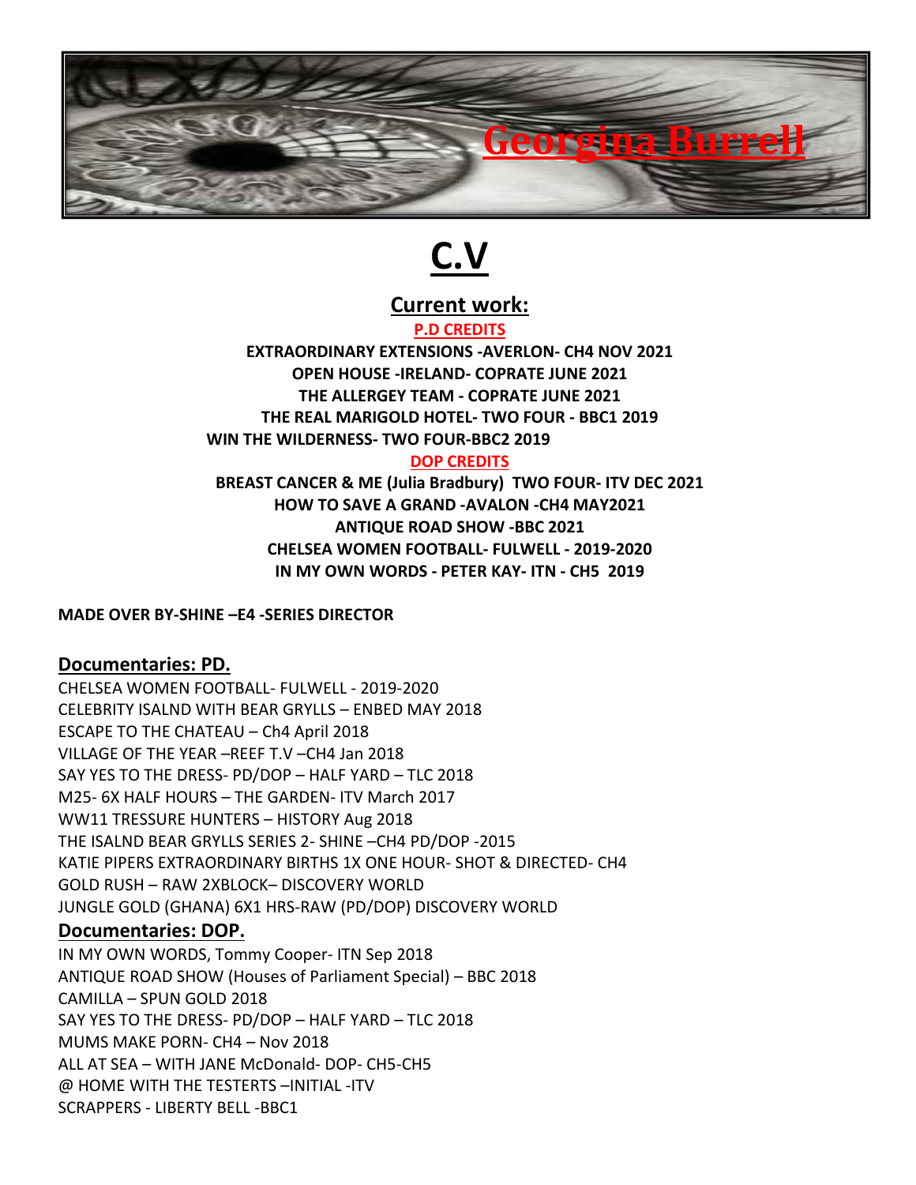# Georgina Burrell

# C.V

## Current work:

**P.D CREDITS**

**EXTRAORDINARY EXTENSIONS -AVERLON- CH4 NOV 2021**
**OPEN HOUSE -IRELAND- COPRATE JUNE 2021**
**THE ALLERGEY TEAM - COPRATE JUNE 2021**
**THE REAL MARIGOLD HOTEL- TWO FOUR - BBC1 2019**
**WIN THE WILDERNESS- TWO FOUR-BBC2 2019**

**DOP CREDITS**

**BREAST CANCER & ME (Julia Bradbury) TWO FOUR- ITV DEC 2021**
**HOW TO SAVE A GRAND -AVALON -CH4 MAY2021**
**ANTIQUE ROAD SHOW -BBC 2021**
**CHELSEA WOMEN FOOTBALL- FULWELL - 2019-2020**
**IN MY OWN WORDS - PETER KAY- ITN - CH5 2019**

**MADE OVER BY-SHINE –E4 -SERIES DIRECTOR**

### Documentaries: PD.

CHELSEA WOMEN FOOTBALL- FULWELL - 2019-2020
CELEBRITY ISALND WITH BEAR GRYLLS – ENBED MAY 2018
ESCAPE TO THE CHATEAU – Ch4 April 2018
VILLAGE OF THE YEAR –REEF T.V –CH4 Jan 2018
SAY YES TO THE DRESS- PD/DOP – HALF YARD – TLC 2018
M25- 6X HALF HOURS – THE GARDEN- ITV March 2017
WW11 TRESSURE HUNTERS – HISTORY Aug 2018
THE ISALND BEAR GRYLLS SERIES 2- SHINE –CH4 PD/DOP -2015
KATIE PIPERS EXTRAORDINARY BIRTHS 1X ONE HOUR- SHOT & DIRECTED- CH4
GOLD RUSH – RAW 2XBLOCK– DISCOVERY WORLD
JUNGLE GOLD (GHANA) 6X1 HRS-RAW (PD/DOP) DISCOVERY WORLD

### Documentaries: DOP.

IN MY OWN WORDS, Tommy Cooper- ITN Sep 2018
ANTIQUE ROAD SHOW (Houses of Parliament Special) – BBC 2018
CAMILLA – SPUN GOLD 2018
SAY YES TO THE DRESS- PD/DOP – HALF YARD – TLC 2018
MUMS MAKE PORN- CH4 – Nov 2018
ALL AT SEA – WITH JANE McDonald- DOP- CH5-CH5
@ HOME WITH THE TESTERTS –INITIAL -ITV
SCRAPPERS - LIBERTY BELL -BBC1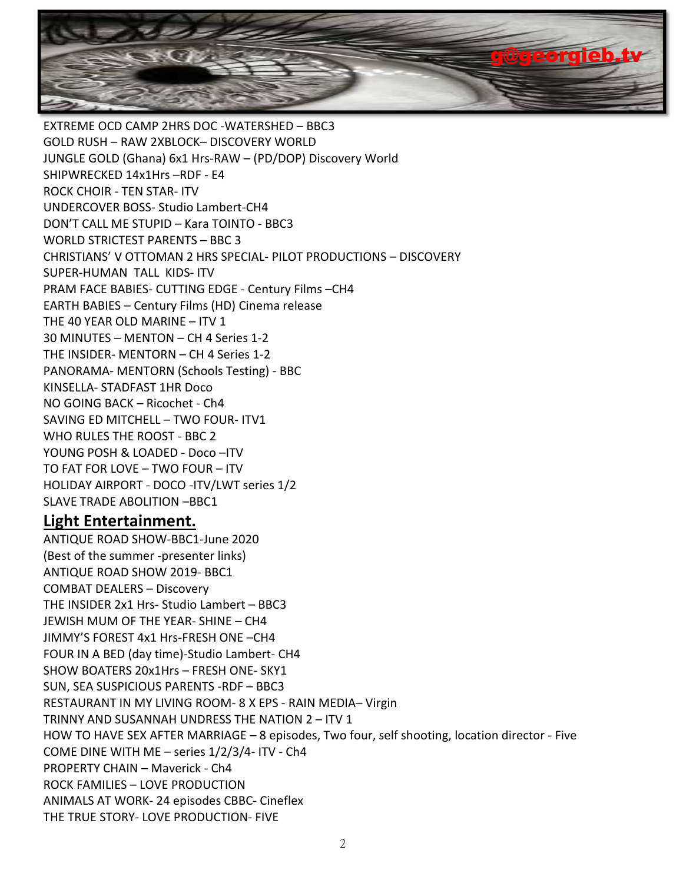g@georgieb.tv

EXTREME OCD CAMP 2HRS DOC -WATERSHED – BBC3
GOLD RUSH – RAW 2XBLOCK– DISCOVERY WORLD
JUNGLE GOLD (Ghana) 6x1 Hrs-RAW – (PD/DOP) Discovery World
SHIPWRECKED 14x1Hrs –RDF - E4
ROCK CHOIR - TEN STAR- ITV
UNDERCOVER BOSS- Studio Lambert-CH4
DON'T CALL ME STUPID – Kara TOINTO - BBC3
WORLD STRICTEST PARENTS – BBC 3
CHRISTIANS' V OTTOMAN 2 HRS SPECIAL- PILOT PRODUCTIONS – DISCOVERY
SUPER-HUMAN TALL KIDS- ITV
PRAM FACE BABIES- CUTTING EDGE - Century Films –CH4
EARTH BABIES – Century Films (HD) Cinema release
THE 40 YEAR OLD MARINE – ITV 1
30 MINUTES – MENTON – CH 4 Series 1-2
THE INSIDER- MENTORN – CH 4 Series 1-2
PANORAMA- MENTORN (Schools Testing) - BBC
KINSELLA- STADFAST 1HR Doco
NO GOING BACK – Ricochet - Ch4
SAVING ED MITCHELL – TWO FOUR- ITV1
WHO RULES THE ROOST - BBC 2
YOUNG POSH & LOADED - Doco –ITV
TO FAT FOR LOVE – TWO FOUR – ITV
HOLIDAY AIRPORT - DOCO -ITV/LWT series 1/2
SLAVE TRADE ABOLITION –BBC1

## Light Entertainment.

ANTIQUE ROAD SHOW-BBC1-June 2020
(Best of the summer -presenter links)
ANTIQUE ROAD SHOW 2019- BBC1
COMBAT DEALERS – Discovery
THE INSIDER 2x1 Hrs- Studio Lambert – BBC3
JEWISH MUM OF THE YEAR- SHINE – CH4
JIMMY'S FOREST 4x1 Hrs-FRESH ONE –CH4
FOUR IN A BED (day time)-Studio Lambert- CH4
SHOW BOATERS 20x1Hrs – FRESH ONE- SKY1
SUN, SEA SUSPICIOUS PARENTS -RDF – BBC3
RESTAURANT IN MY LIVING ROOM- 8 X EPS - RAIN MEDIA– Virgin
TRINNY AND SUSANNAH UNDRESS THE NATION 2 – ITV 1
HOW TO HAVE SEX AFTER MARRIAGE – 8 episodes, Two four, self shooting, location director - Five
COME DINE WITH ME – series 1/2/3/4- ITV - Ch4
PROPERTY CHAIN – Maverick - Ch4
ROCK FAMILIES – LOVE PRODUCTION
ANIMALS AT WORK- 24 episodes CBBC- Cineflex
THE TRUE STORY- LOVE PRODUCTION- FIVE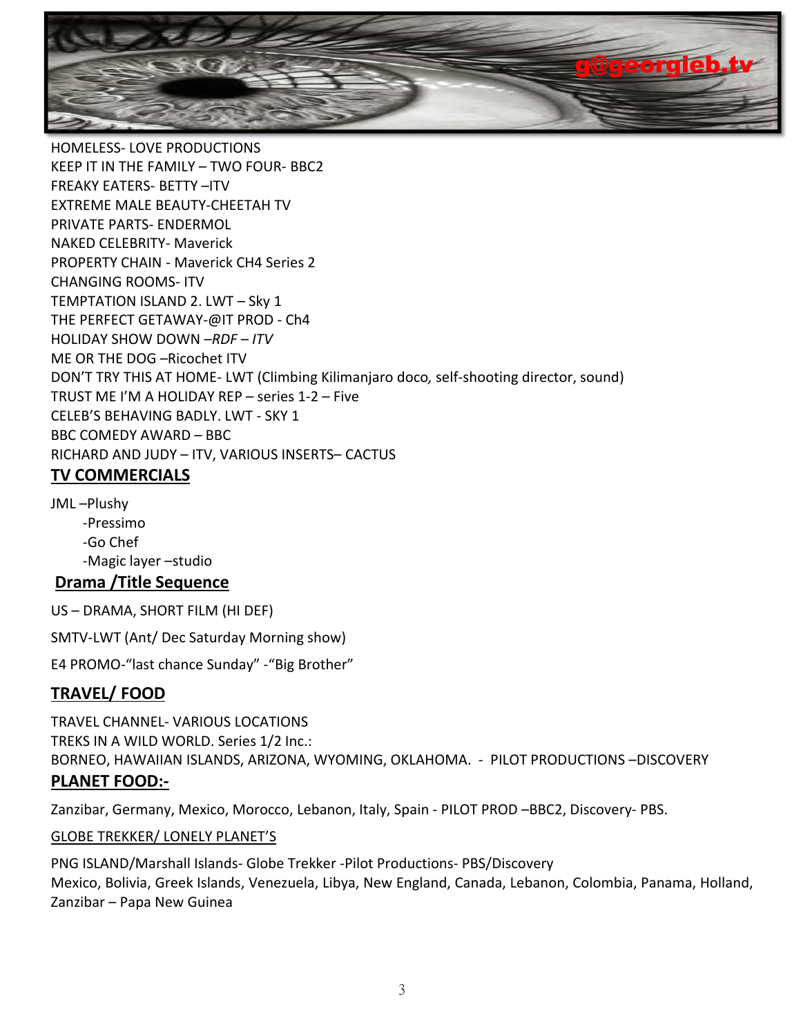g@georgieb.tv

HOMELESS- LOVE PRODUCTIONS
KEEP IT IN THE FAMILY – TWO FOUR- BBC2
FREAKY EATERS- BETTY –ITV
EXTREME MALE BEAUTY-CHEETAH TV
PRIVATE PARTS- ENDERMOL
NAKED CELEBRITY- Maverick
PROPERTY CHAIN - Maverick CH4 Series 2
CHANGING ROOMS- ITV
TEMPTATION ISLAND 2. LWT – Sky 1
THE PERFECT GETAWAY-@IT PROD - Ch4
HOLIDAY SHOW DOWN *–RDF – ITV*
ME OR THE DOG –Ricochet ITV
DON'T TRY THIS AT HOME- LWT (Climbing Kilimanjaro doco*,* self-shooting director, sound)
TRUST ME I'M A HOLIDAY REP – series 1-2 – Five
CELEB'S BEHAVING BADLY. LWT - SKY 1
BBC COMEDY AWARD – BBC
RICHARD AND JUDY – ITV, VARIOUS INSERTS– CACTUS

## TV COMMERCIALS

JML –Plushy
-Pressimo
-Go Chef
-Magic layer –studio

## Drama /Title Sequence

US – DRAMA, SHORT FILM (HI DEF)

SMTV-LWT (Ant/ Dec Saturday Morning show)

E4 PROMO-"last chance Sunday" -"Big Brother"

## TRAVEL/ FOOD

TRAVEL CHANNEL- VARIOUS LOCATIONS
TREKS IN A WILD WORLD. Series 1/2 Inc.:
BORNEO, HAWAIIAN ISLANDS, ARIZONA, WYOMING, OKLAHOMA. - PILOT PRODUCTIONS –DISCOVERY

## PLANET FOOD:-

Zanzibar, Germany, Mexico, Morocco, Lebanon, Italy, Spain - PILOT PROD –BBC2, Discovery- PBS.

GLOBE TREKKER/ LONELY PLANET'S

PNG ISLAND/Marshall Islands- Globe Trekker -Pilot Productions- PBS/Discovery
Mexico, Bolivia, Greek Islands, Venezuela, Libya, New England, Canada, Lebanon, Colombia, Panama, Holland, Zanzibar – Papa New Guinea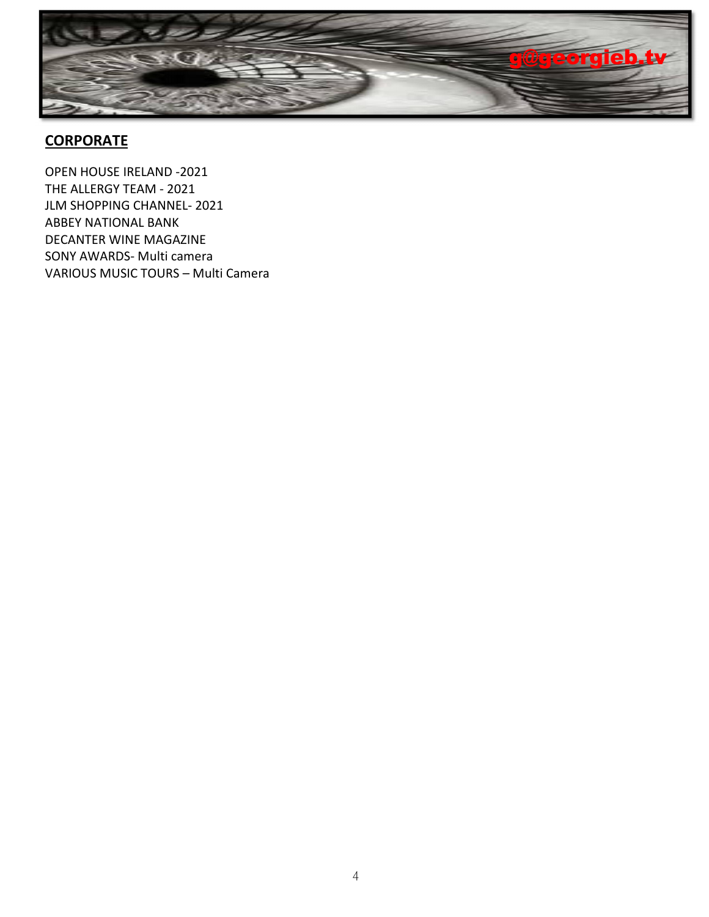g@georgieb.tv

## CORPORATE

OPEN HOUSE IRELAND -2021
THE ALLERGY TEAM - 2021
JLM SHOPPING CHANNEL- 2021
ABBEY NATIONAL BANK
DECANTER WINE MAGAZINE
SONY AWARDS- Multi camera
VARIOUS MUSIC TOURS – Multi Camera